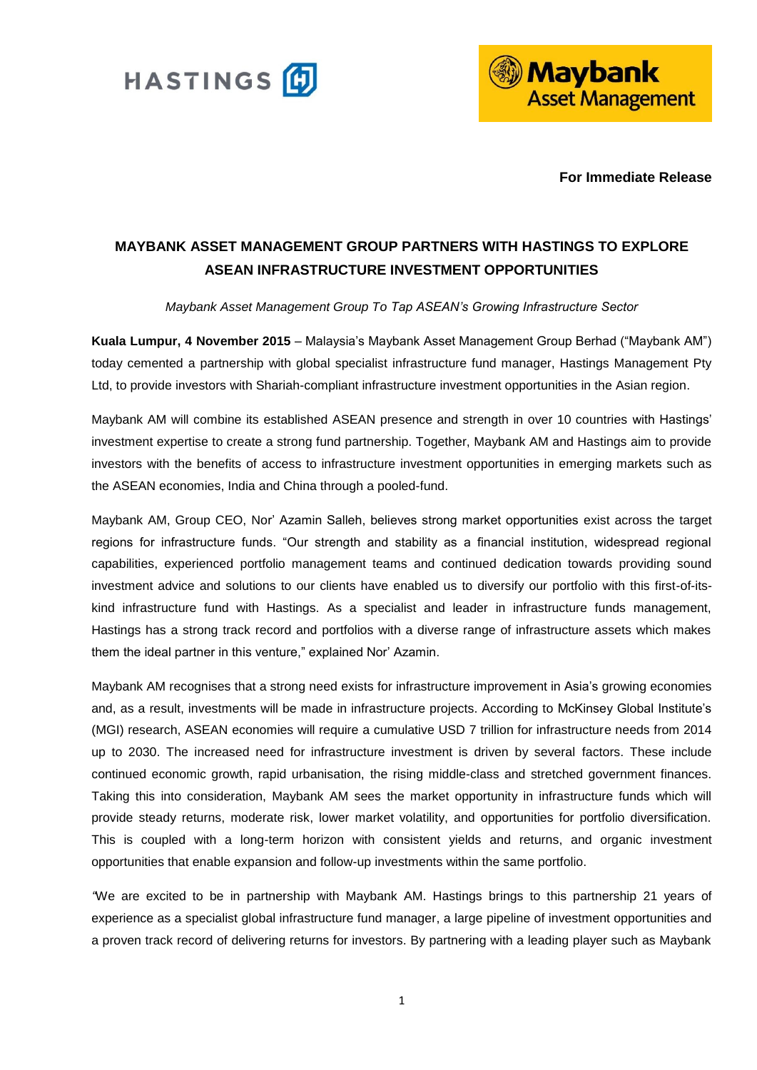**For Immediate Release**

# MAYBANK ASSET MANAGEMENT GROUP PARTNERS WITH HASTINGS TO EXPLORE ASEAN INFRASTRUCTURE INVESTMENT OPPORTUNITIES

*Maybank Asset Management Group To Tap ASEAN's Growing Infrastructure Sector*

**Kuala Lumpur, 4 November 2015** – Malaysia's Maybank Asset Management Group Berhad ("Maybank AM") today cemented a partnership with global specialist infrastructure fund manager, Hastings Management Pty Ltd, to provide investors with Shariah-compliant infrastructure investment opportunities in the Asian region.

Maybank AM will combine its established ASEAN presence and strength in over 10 countries with Hastings' investment expertise to create a strong fund partnership. Together, Maybank AM and Hastings aim to provide investors with the benefits of access to infrastructure investment opportunities in emerging markets such as the ASEAN economies, India and China through a pooled-fund.

Maybank AM, Group CEO, Nor' Azamin Salleh, believes strong market opportunities exist across the target regions for infrastructure funds. "Our strength and stability as a financial institution, widespread regional capabilities, experienced portfolio management teams and continued dedication towards providing sound investment advice and solutions to our clients have enabled us to diversify our portfolio with this first-of-its-kind infrastructure fund with Hastings. As a specialist and leader in infrastructure funds management, Hastings has a strong track record and portfolios with a diverse range of infrastructure assets which makes them the ideal partner in this venture," explained Nor' Azamin.

Maybank AM recognises that a strong need exists for infrastructure improvement in Asia's growing economies and, as a result, investments will be made in infrastructure projects. According to McKinsey Global Institute's (MGI) research, ASEAN economies will require a cumulative USD 7 trillion for infrastructure needs from 2014 up to 2030. The increased need for infrastructure investment is driven by several factors. These include continued economic growth, rapid urbanisation, the rising middle-class and stretched government finances. Taking this into consideration, Maybank AM sees the market opportunity in infrastructure funds which will provide steady returns, moderate risk, lower market volatility, and opportunities for portfolio diversification. This is coupled with a long-term horizon with consistent yields and returns, and organic investment opportunities that enable expansion and follow-up investments within the same portfolio.

"We are excited to be in partnership with Maybank AM. Hastings brings to this partnership 21 years of experience as a specialist global infrastructure fund manager, a large pipeline of investment opportunities and a proven track record of delivering returns for investors. By partnering with a leading player such as Maybank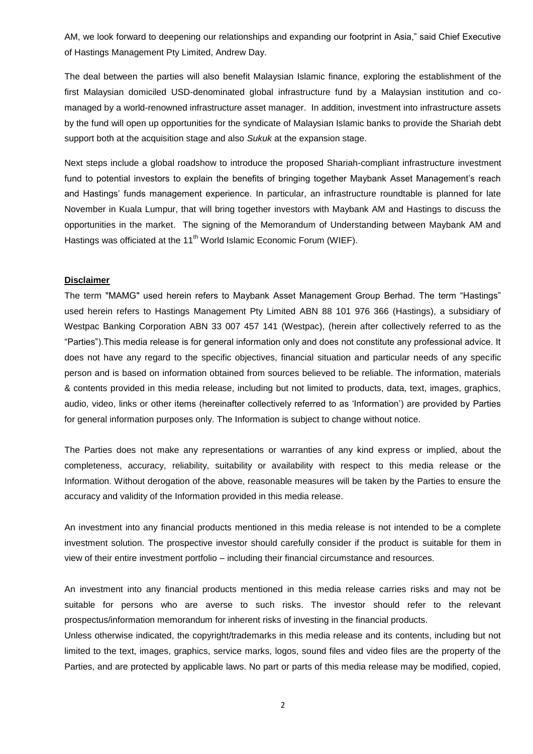AM, we look forward to deepening our relationships and expanding our footprint in Asia," said Chief Executive of Hastings Management Pty Limited, Andrew Day.

The deal between the parties will also benefit Malaysian Islamic finance, exploring the establishment of the first Malaysian domiciled USD-denominated global infrastructure fund by a Malaysian institution and co-managed by a world-renowned infrastructure asset manager. In addition, investment into infrastructure assets by the fund will open up opportunities for the syndicate of Malaysian Islamic banks to provide the Shariah debt support both at the acquisition stage and also *Sukuk* at the expansion stage.

Next steps include a global roadshow to introduce the proposed Shariah-compliant infrastructure investment fund to potential investors to explain the benefits of bringing together Maybank Asset Management's reach and Hastings' funds management experience. In particular, an infrastructure roundtable is planned for late November in Kuala Lumpur, that will bring together investors with Maybank AM and Hastings to discuss the opportunities in the market. The signing of the Memorandum of Understanding between Maybank AM and Hastings was officiated at the 11th World Islamic Economic Forum (WIEF).

**Disclaimer**

The term "MAMG" used herein refers to Maybank Asset Management Group Berhad. The term "Hastings" used herein refers to Hastings Management Pty Limited ABN 88 101 976 366 (Hastings), a subsidiary of Westpac Banking Corporation ABN 33 007 457 141 (Westpac), (herein after collectively referred to as the "Parties").This media release is for general information only and does not constitute any professional advice. It does not have any regard to the specific objectives, financial situation and particular needs of any specific person and is based on information obtained from sources believed to be reliable. The information, materials & contents provided in this media release, including but not limited to products, data, text, images, graphics, audio, video, links or other items (hereinafter collectively referred to as 'Information') are provided by Parties for general information purposes only. The Information is subject to change without notice.

The Parties does not make any representations or warranties of any kind express or implied, about the completeness, accuracy, reliability, suitability or availability with respect to this media release or the Information. Without derogation of the above, reasonable measures will be taken by the Parties to ensure the accuracy and validity of the Information provided in this media release.

An investment into any financial products mentioned in this media release is not intended to be a complete investment solution. The prospective investor should carefully consider if the product is suitable for them in view of their entire investment portfolio – including their financial circumstance and resources.

An investment into any financial products mentioned in this media release carries risks and may not be suitable for persons who are averse to such risks. The investor should refer to the relevant prospectus/information memorandum for inherent risks of investing in the financial products.

Unless otherwise indicated, the copyright/trademarks in this media release and its contents, including but not limited to the text, images, graphics, service marks, logos, sound files and video files are the property of the Parties, and are protected by applicable laws. No part or parts of this media release may be modified, copied,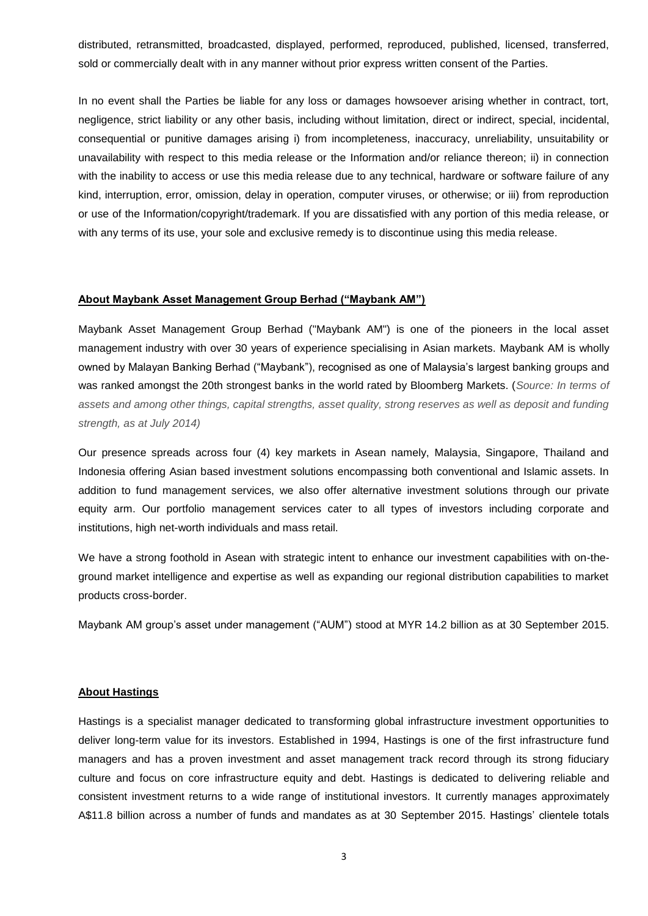distributed, retransmitted, broadcasted, displayed, performed, reproduced, published, licensed, transferred, sold or commercially dealt with in any manner without prior express written consent of the Parties.

In no event shall the Parties be liable for any loss or damages howsoever arising whether in contract, tort, negligence, strict liability or any other basis, including without limitation, direct or indirect, special, incidental, consequential or punitive damages arising i) from incompleteness, inaccuracy, unreliability, unsuitability or unavailability with respect to this media release or the Information and/or reliance thereon; ii) in connection with the inability to access or use this media release due to any technical, hardware or software failure of any kind, interruption, error, omission, delay in operation, computer viruses, or otherwise; or iii) from reproduction or use of the Information/copyright/trademark. If you are dissatisfied with any portion of this media release, or with any terms of its use, your sole and exclusive remedy is to discontinue using this media release.

**About Maybank Asset Management Group Berhad ("Maybank AM")**

Maybank Asset Management Group Berhad ("Maybank AM") is one of the pioneers in the local asset management industry with over 30 years of experience specialising in Asian markets. Maybank AM is wholly owned by Malayan Banking Berhad ("Maybank"), recognised as one of Malaysia's largest banking groups and was ranked amongst the 20th strongest banks in the world rated by Bloomberg Markets. (*Source: In terms of assets and among other things, capital strengths, asset quality, strong reserves as well as deposit and funding strength, as at July 2014)*

Our presence spreads across four (4) key markets in Asean namely, Malaysia, Singapore, Thailand and Indonesia offering Asian based investment solutions encompassing both conventional and Islamic assets. In addition to fund management services, we also offer alternative investment solutions through our private equity arm. Our portfolio management services cater to all types of investors including corporate and institutions, high net-worth individuals and mass retail.

We have a strong foothold in Asean with strategic intent to enhance our investment capabilities with on-the-ground market intelligence and expertise as well as expanding our regional distribution capabilities to market products cross-border.

Maybank AM group's asset under management ("AUM") stood at MYR 14.2 billion as at 30 September 2015.

**About Hastings**

Hastings is a specialist manager dedicated to transforming global infrastructure investment opportunities to deliver long-term value for its investors. Established in 1994, Hastings is one of the first infrastructure fund managers and has a proven investment and asset management track record through its strong fiduciary culture and focus on core infrastructure equity and debt. Hastings is dedicated to delivering reliable and consistent investment returns to a wide range of institutional investors. It currently manages approximately A$11.8 billion across a number of funds and mandates as at 30 September 2015. Hastings' clientele totals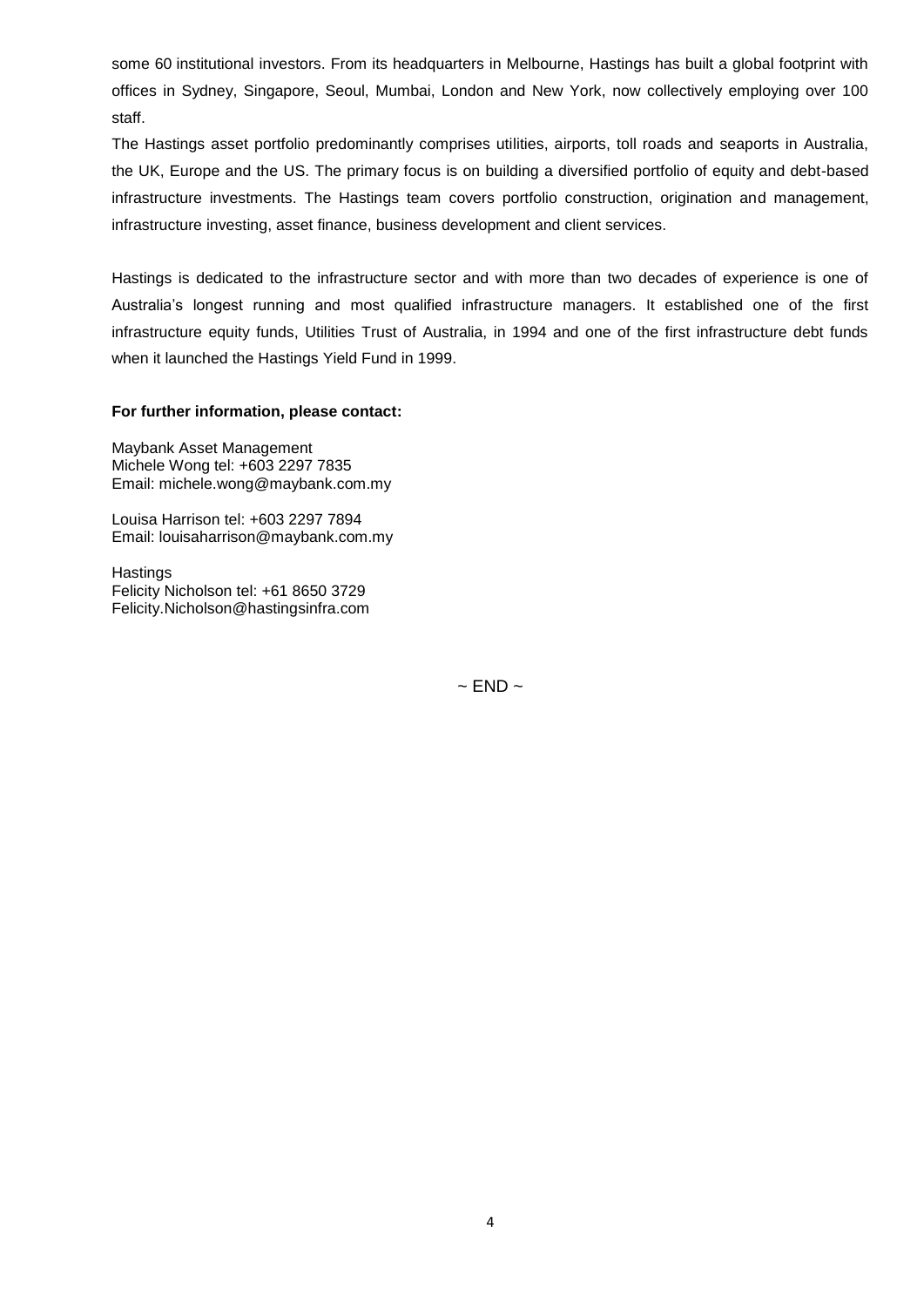some 60 institutional investors. From its headquarters in Melbourne, Hastings has built a global footprint with offices in Sydney, Singapore, Seoul, Mumbai, London and New York, now collectively employing over 100 staff.

The Hastings asset portfolio predominantly comprises utilities, airports, toll roads and seaports in Australia, the UK, Europe and the US. The primary focus is on building a diversified portfolio of equity and debt-based infrastructure investments. The Hastings team covers portfolio construction, origination and management, infrastructure investing, asset finance, business development and client services.

Hastings is dedicated to the infrastructure sector and with more than two decades of experience is one of Australia's longest running and most qualified infrastructure managers. It established one of the first infrastructure equity funds, Utilities Trust of Australia, in 1994 and one of the first infrastructure debt funds when it launched the Hastings Yield Fund in 1999.

**For further information, please contact:**

Maybank Asset Management
Michele Wong tel: +603 2297 7835
Email: michele.wong@maybank.com.my

Louisa Harrison tel: +603 2297 7894
Email: louisaharrison@maybank.com.my

Hastings
Felicity Nicholson tel: +61 8650 3729
Felicity.Nicholson@hastingsinfra.com

~ END ~